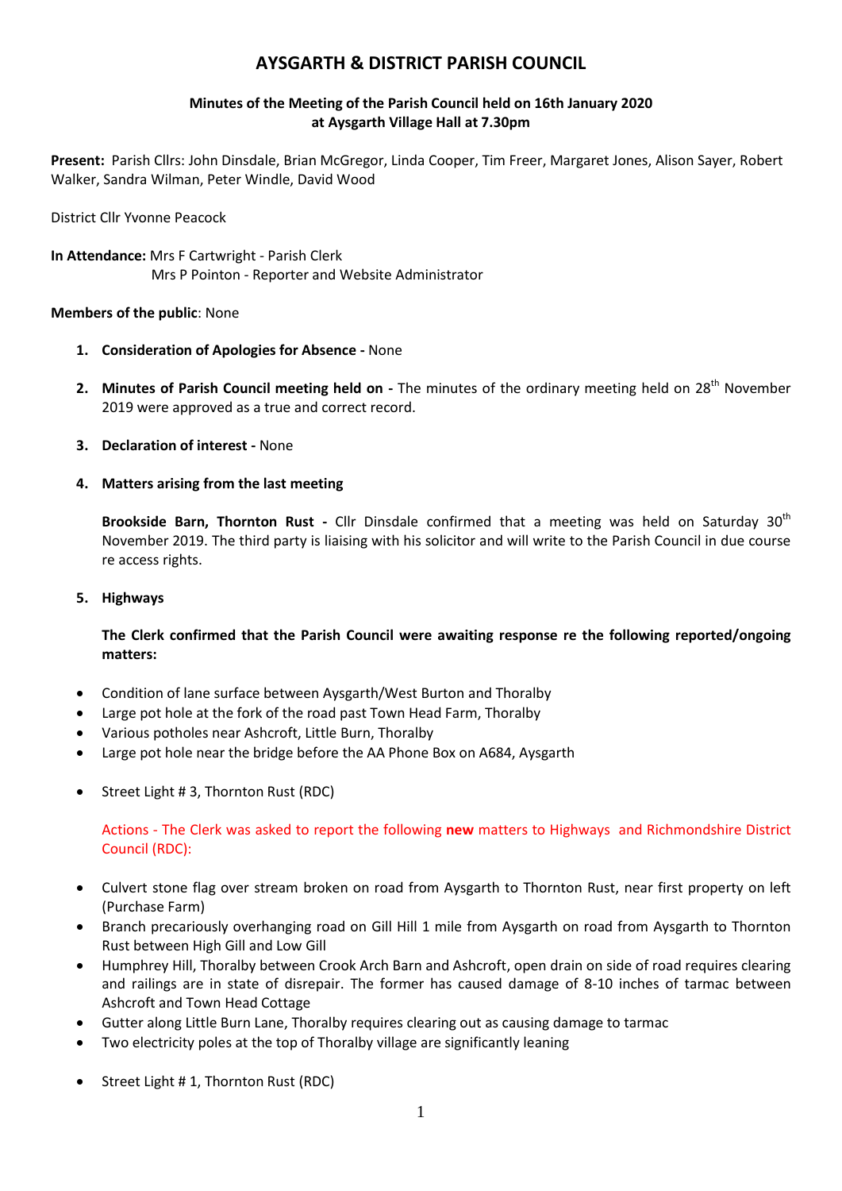# AYSGARTH & DISTRICT PARISH COUNCIL

**Minutes of the Meeting of the Parish Council held on 16th January 2020 at Aysgarth Village Hall at 7.30pm**

**Present:** Parish Cllrs: John Dinsdale, Brian McGregor, Linda Cooper, Tim Freer, Margaret Jones, Alison Sayer, Robert Walker, Sandra Wilman, Peter Windle, David Wood

District Cllr Yvonne Peacock

**In Attendance:** Mrs F Cartwright - Parish Clerk
Mrs P Pointon - Reporter and Website Administrator

**Members of the public**: None

1. **Consideration of Apologies for Absence -** None

2. **Minutes of Parish Council meeting held on -** The minutes of the ordinary meeting held on 28th November 2019 were approved as a true and correct record.

3. **Declaration of interest -** None

4. **Matters arising from the last meeting**

   **Brookside Barn, Thornton Rust -** Cllr Dinsdale confirmed that a meeting was held on Saturday 30th November 2019. The third party is liaising with his solicitor and will write to the Parish Council in due course re access rights.

5. **Highways**

   **The Clerk confirmed that the Parish Council were awaiting response re the following reported/ongoing matters:**

- Condition of lane surface between Aysgarth/West Burton and Thoralby
- Large pot hole at the fork of the road past Town Head Farm, Thoralby
- Various potholes near Ashcroft, Little Burn, Thoralby
- Large pot hole near the bridge before the AA Phone Box on A684, Aysgarth

- Street Light # 3, Thornton Rust (RDC)

Actions - The Clerk was asked to report the following **new** matters to Highways and Richmondshire District Council (RDC):

- Culvert stone flag over stream broken on road from Aysgarth to Thornton Rust, near first property on left (Purchase Farm)
- Branch precariously overhanging road on Gill Hill 1 mile from Aysgarth on road from Aysgarth to Thornton Rust between High Gill and Low Gill
- Humphrey Hill, Thoralby between Crook Arch Barn and Ashcroft, open drain on side of road requires clearing and railings are in state of disrepair. The former has caused damage of 8-10 inches of tarmac between Ashcroft and Town Head Cottage
- Gutter along Little Burn Lane, Thoralby requires clearing out as causing damage to tarmac
- Two electricity poles at the top of Thoralby village are significantly leaning

- Street Light # 1, Thornton Rust (RDC)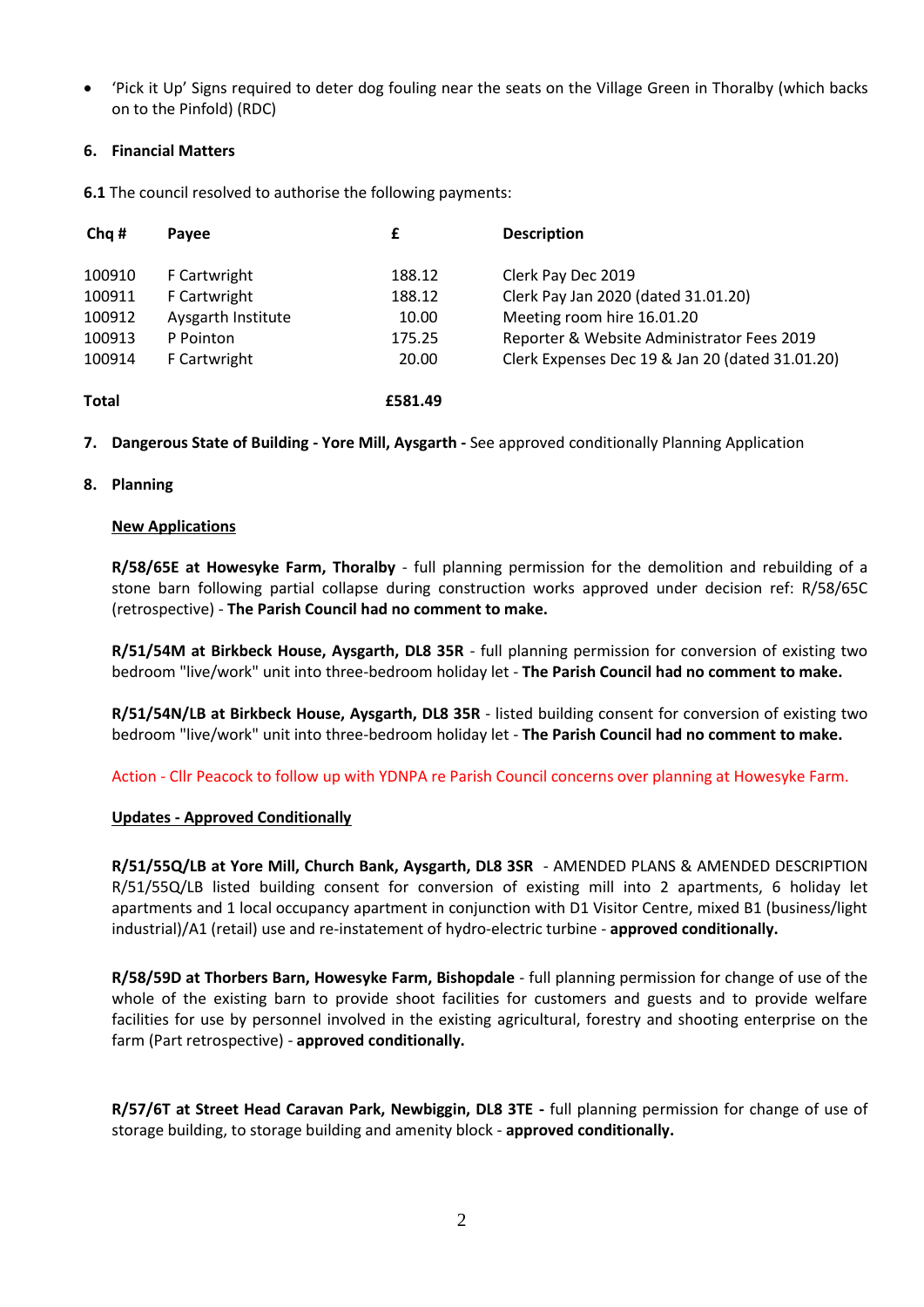- 'Pick it Up' Signs required to deter dog fouling near the seats on the Village Green in Thoralby (which backs on to the Pinfold) (RDC)

**6. Financial Matters**

**6.1** The council resolved to authorise the following payments:

| Chq # | Payee | £ | Description |
|---|---|---|---|
| 100910 | F Cartwright | 188.12 | Clerk Pay Dec 2019 |
| 100911 | F Cartwright | 188.12 | Clerk Pay Jan 2020 (dated 31.01.20) |
| 100912 | Aysgarth Institute | 10.00 | Meeting room hire 16.01.20 |
| 100913 | P Pointon | 175.25 | Reporter & Website Administrator Fees 2019 |
| 100914 | F Cartwright | 20.00 | Clerk Expenses Dec 19 & Jan 20 (dated 31.01.20) |
| **Total** | | **£581.49** | |

**7. Dangerous State of Building - Yore Mill, Aysgarth -** See approved conditionally Planning Application

**8. Planning**

**New Applications**

**R/58/65E at Howesyke Farm, Thoralby** - full planning permission for the demolition and rebuilding of a stone barn following partial collapse during construction works approved under decision ref: R/58/65C (retrospective) - **The Parish Council had no comment to make.**

**R/51/54M at Birkbeck House, Aysgarth, DL8 35R** - full planning permission for conversion of existing two bedroom "live/work" unit into three-bedroom holiday let - **The Parish Council had no comment to make.**

**R/51/54N/LB at Birkbeck House, Aysgarth, DL8 35R** - listed building consent for conversion of existing two bedroom "live/work" unit into three-bedroom holiday let - **The Parish Council had no comment to make.**

Action - Cllr Peacock to follow up with YDNPA re Parish Council concerns over planning at Howesyke Farm.

**Updates - Approved Conditionally**

**R/51/55Q/LB at Yore Mill, Church Bank, Aysgarth, DL8 3SR** - AMENDED PLANS & AMENDED DESCRIPTION R/51/55Q/LB listed building consent for conversion of existing mill into 2 apartments, 6 holiday let apartments and 1 local occupancy apartment in conjunction with D1 Visitor Centre, mixed B1 (business/light industrial)/A1 (retail) use and re-instatement of hydro-electric turbine - **approved conditionally.**

**R/58/59D at Thorbers Barn, Howesyke Farm, Bishopdale** - full planning permission for change of use of the whole of the existing barn to provide shoot facilities for customers and guests and to provide welfare facilities for use by personnel involved in the existing agricultural, forestry and shooting enterprise on the farm (Part retrospective) - **approved conditionally.**

**R/57/6T at Street Head Caravan Park, Newbiggin, DL8 3TE -** full planning permission for change of use of storage building, to storage building and amenity block - **approved conditionally.**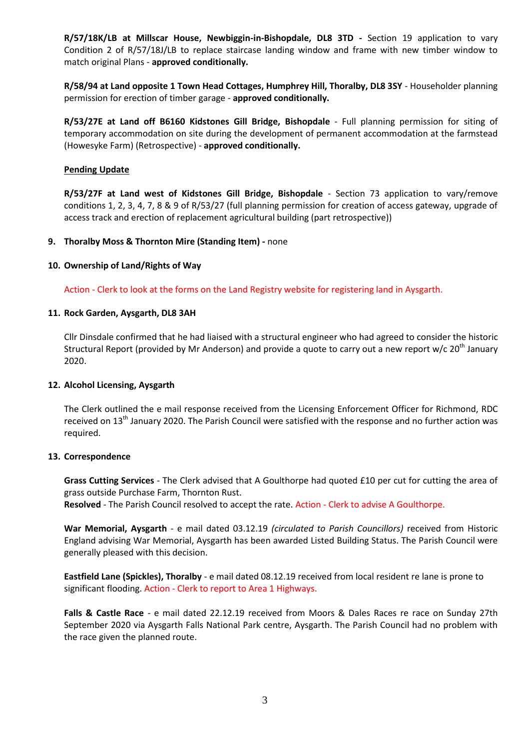**R/57/18K/LB at Millscar House, Newbiggin-in-Bishopdale, DL8 3TD -** Section 19 application to vary Condition 2 of R/57/18J/LB to replace staircase landing window and frame with new timber window to match original Plans - **approved conditionally.**

**R/58/94 at Land opposite 1 Town Head Cottages, Humphrey Hill, Thoralby, DL8 3SY** - Householder planning permission for erection of timber garage - **approved conditionally.**

**R/53/27E at Land off B6160 Kidstones Gill Bridge, Bishopdale** - Full planning permission for siting of temporary accommodation on site during the development of permanent accommodation at the farmstead (Howesyke Farm) (Retrospective) - **approved conditionally.**

**Pending Update**

**R/53/27F at Land west of Kidstones Gill Bridge, Bishopdale** - Section 73 application to vary/remove conditions 1, 2, 3, 4, 7, 8 & 9 of R/53/27 (full planning permission for creation of access gateway, upgrade of access track and erection of replacement agricultural building (part retrospective))

**9. Thoralby Moss & Thornton Mire (Standing Item) -** none

**10. Ownership of Land/Rights of Way**

Action - Clerk to look at the forms on the Land Registry website for registering land in Aysgarth.

**11. Rock Garden, Aysgarth, DL8 3AH**

Cllr Dinsdale confirmed that he had liaised with a structural engineer who had agreed to consider the historic Structural Report (provided by Mr Anderson) and provide a quote to carry out a new report w/c 20th January 2020.

**12. Alcohol Licensing, Aysgarth**

The Clerk outlined the e mail response received from the Licensing Enforcement Officer for Richmond, RDC received on 13th January 2020. The Parish Council were satisfied with the response and no further action was required.

**13. Correspondence**

**Grass Cutting Services** - The Clerk advised that A Goulthorpe had quoted £10 per cut for cutting the area of grass outside Purchase Farm, Thornton Rust.
**Resolved** - The Parish Council resolved to accept the rate. Action - Clerk to advise A Goulthorpe.

**War Memorial, Aysgarth** - e mail dated 03.12.19 *(circulated to Parish Councillors)* received from Historic England advising War Memorial, Aysgarth has been awarded Listed Building Status. The Parish Council were generally pleased with this decision.

**Eastfield Lane (Spickles), Thoralby** - e mail dated 08.12.19 received from local resident re lane is prone to significant flooding. Action - Clerk to report to Area 1 Highways.

**Falls & Castle Race** - e mail dated 22.12.19 received from Moors & Dales Races re race on Sunday 27th September 2020 via Aysgarth Falls National Park centre, Aysgarth. The Parish Council had no problem with the race given the planned route.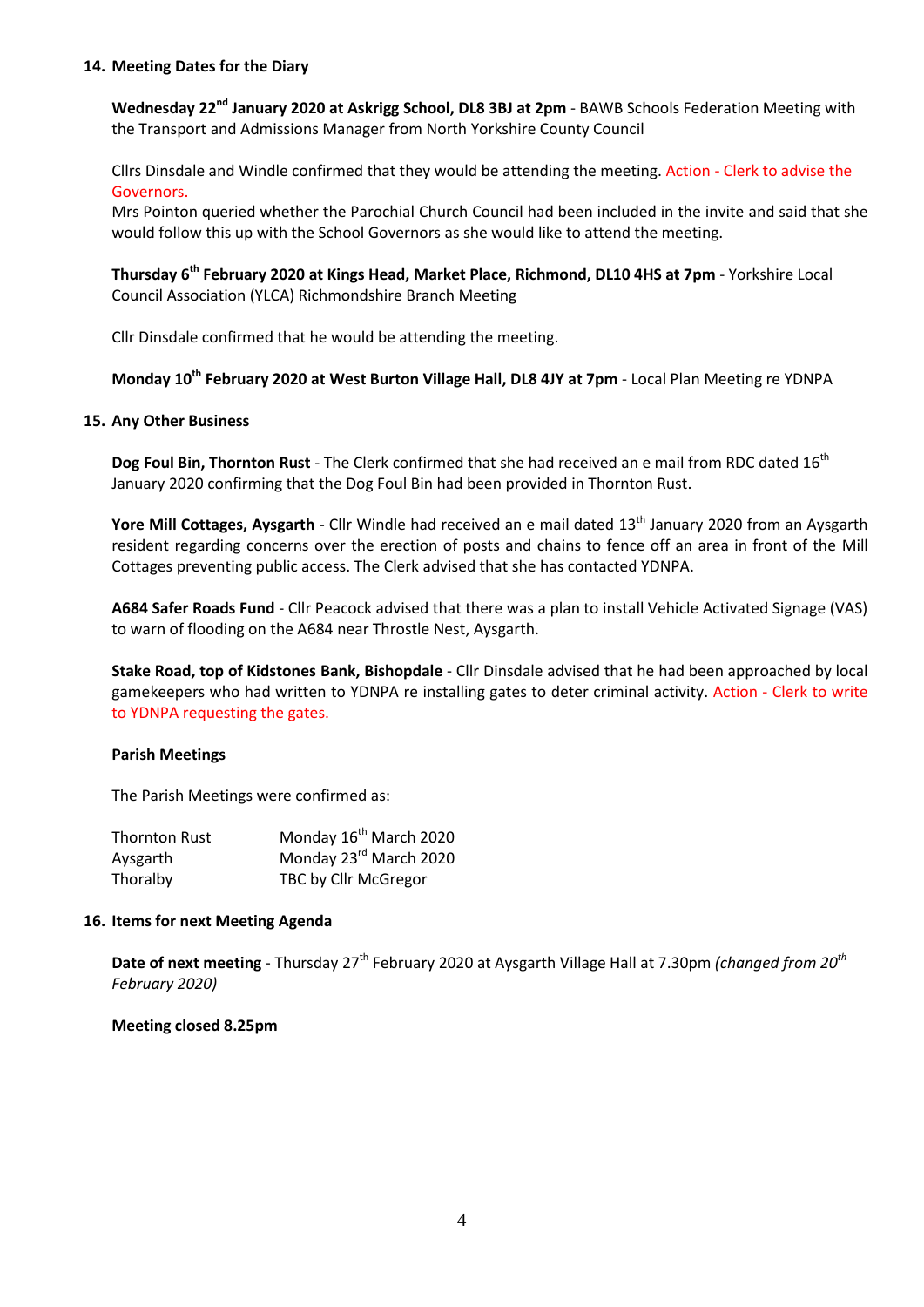## 14. Meeting Dates for the Diary

**Wednesday 22nd January 2020 at Askrigg School, DL8 3BJ at 2pm** - BAWB Schools Federation Meeting with the Transport and Admissions Manager from North Yorkshire County Council

Cllrs Dinsdale and Windle confirmed that they would be attending the meeting. Action - Clerk to advise the Governors.
Mrs Pointon queried whether the Parochial Church Council had been included in the invite and said that she would follow this up with the School Governors as she would like to attend the meeting.

**Thursday 6th February 2020 at Kings Head, Market Place, Richmond, DL10 4HS at 7pm** - Yorkshire Local Council Association (YLCA) Richmondshire Branch Meeting

Cllr Dinsdale confirmed that he would be attending the meeting.

**Monday 10th February 2020 at West Burton Village Hall, DL8 4JY at 7pm** - Local Plan Meeting re YDNPA

## 15. Any Other Business

**Dog Foul Bin, Thornton Rust** - The Clerk confirmed that she had received an e mail from RDC dated 16th January 2020 confirming that the Dog Foul Bin had been provided in Thornton Rust.

**Yore Mill Cottages, Aysgarth** - Cllr Windle had received an e mail dated 13th January 2020 from an Aysgarth resident regarding concerns over the erection of posts and chains to fence off an area in front of the Mill Cottages preventing public access. The Clerk advised that she has contacted YDNPA.

**A684 Safer Roads Fund** - Cllr Peacock advised that there was a plan to install Vehicle Activated Signage (VAS) to warn of flooding on the A684 near Throstle Nest, Aysgarth.

**Stake Road, top of Kidstones Bank, Bishopdale** - Cllr Dinsdale advised that he had been approached by local gamekeepers who had written to YDNPA re installing gates to deter criminal activity. Action - Clerk to write to YDNPA requesting the gates.

**Parish Meetings**

The Parish Meetings were confirmed as:

| | |
|---|---|
| Thornton Rust | Monday 16th March 2020 |
| Aysgarth | Monday 23rd March 2020 |
| Thoralby | TBC by Cllr McGregor |

## 16. Items for next Meeting Agenda

**Date of next meeting** - Thursday 27th February 2020 at Aysgarth Village Hall at 7.30pm *(changed from 20th February 2020)*

**Meeting closed 8.25pm**